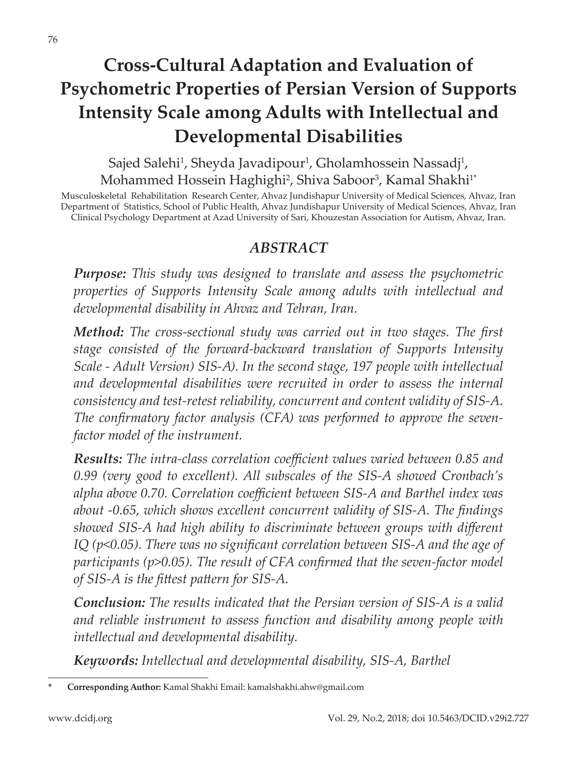# Cross-Cultural Adaptation and Evaluation of Psychometric Properties of Persian Version of Supports Intensity Scale among Adults with Intellectual and Developmental Disabilities

Sajed Salehi[1], Sheyda Javadipour[1], Gholamhossein Nassadj[1], Mohammed Hossein Haghighi[2], Shiva Saboor[3], Kamal Shakhi[1*]

Musculoskeletal Rehabilitation Research Center, Ahvaz Jundishapur University of Medical Sciences, Ahvaz, Iran
Department of Statistics, School of Public Health, Ahvaz Jundishapur University of Medical Sciences, Ahvaz, Iran
Clinical Psychology Department at Azad University of Sari, Khouzestan Association for Autism, Ahvaz, Iran.

## *ABSTRACT*

***Purpose:*** *This study was designed to translate and assess the psychometric properties of Supports Intensity Scale among adults with intellectual and developmental disability in Ahvaz and Tehran, Iran.*

***Method:*** *The cross-sectional study was carried out in two stages. The first stage consisted of the forward-backward translation of Supports Intensity Scale - Adult Version) SIS-A). In the second stage, 197 people with intellectual and developmental disabilities were recruited in order to assess the internal consistency and test-retest reliability, concurrent and content validity of SIS-A. The confirmatory factor analysis (CFA) was performed to approve the seven-factor model of the instrument.*

***Results:*** *The intra-class correlation coefficient values varied between 0.85 and 0.99 (very good to excellent). All subscales of the SIS-A showed Cronbach's alpha above 0.70. Correlation coefficient between SIS-A and Barthel index was about -0.65, which shows excellent concurrent validity of SIS-A. The findings showed SIS-A had high ability to discriminate between groups with different IQ ($p<0.05$). There was no significant correlation between SIS-A and the age of participants ($p>0.05$). The result of CFA confirmed that the seven-factor model of SIS-A is the fittest pattern for SIS-A.*

***Conclusion:*** *The results indicated that the Persian version of SIS-A is a valid and reliable instrument to assess function and disability among people with intellectual and developmental disability.*

***Keywords:*** *Intellectual and developmental disability, SIS-A, Barthel*

\* **Corresponding Author:** Kamal Shakhi Email: kamalshakhi.ahw@gmail.com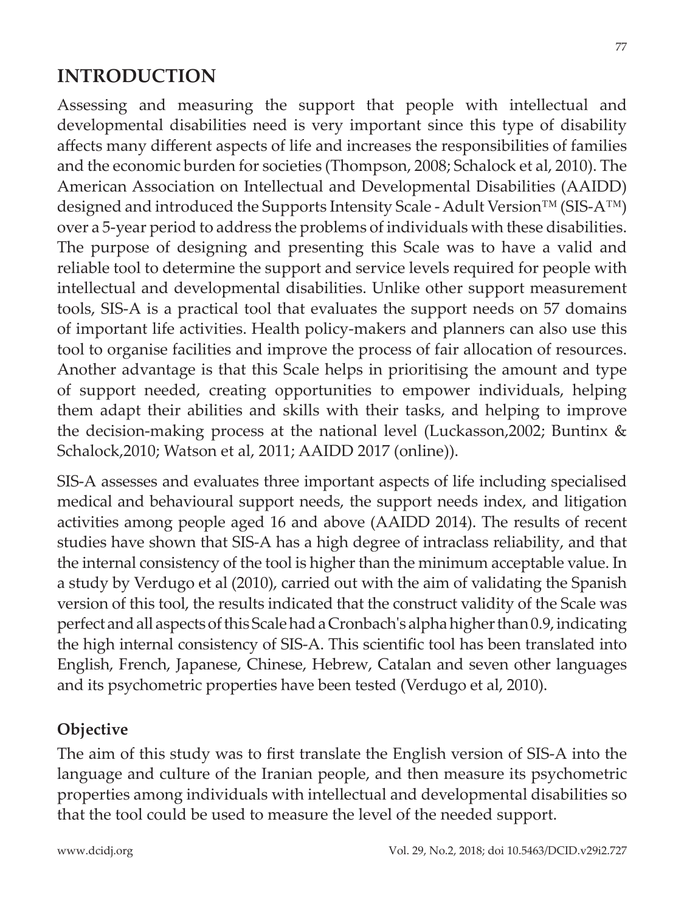## INTRODUCTION

Assessing and measuring the support that people with intellectual and developmental disabilities need is very important since this type of disability affects many different aspects of life and increases the responsibilities of families and the economic burden for societies (Thompson, 2008; Schalock et al, 2010). The American Association on Intellectual and Developmental Disabilities (AAIDD) designed and introduced the Supports Intensity Scale - Adult Version™ (SIS-A™) over a 5-year period to address the problems of individuals with these disabilities. The purpose of designing and presenting this Scale was to have a valid and reliable tool to determine the support and service levels required for people with intellectual and developmental disabilities. Unlike other support measurement tools, SIS-A is a practical tool that evaluates the support needs on 57 domains of important life activities. Health policy-makers and planners can also use this tool to organise facilities and improve the process of fair allocation of resources. Another advantage is that this Scale helps in prioritising the amount and type of support needed, creating opportunities to empower individuals, helping them adapt their abilities and skills with their tasks, and helping to improve the decision-making process at the national level (Luckasson,2002; Buntinx & Schalock,2010; Watson et al, 2011; AAIDD 2017 (online)).

SIS-A assesses and evaluates three important aspects of life including specialised medical and behavioural support needs, the support needs index, and litigation activities among people aged 16 and above (AAIDD 2014). The results of recent studies have shown that SIS-A has a high degree of intraclass reliability, and that the internal consistency of the tool is higher than the minimum acceptable value. In a study by Verdugo et al (2010), carried out with the aim of validating the Spanish version of this tool, the results indicated that the construct validity of the Scale was perfect and all aspects of this Scale had a Cronbach's alpha higher than 0.9, indicating the high internal consistency of SIS-A. This scientific tool has been translated into English, French, Japanese, Chinese, Hebrew, Catalan and seven other languages and its psychometric properties have been tested (Verdugo et al, 2010).

### Objective

The aim of this study was to first translate the English version of SIS-A into the language and culture of the Iranian people, and then measure its psychometric properties among individuals with intellectual and developmental disabilities so that the tool could be used to measure the level of the needed support.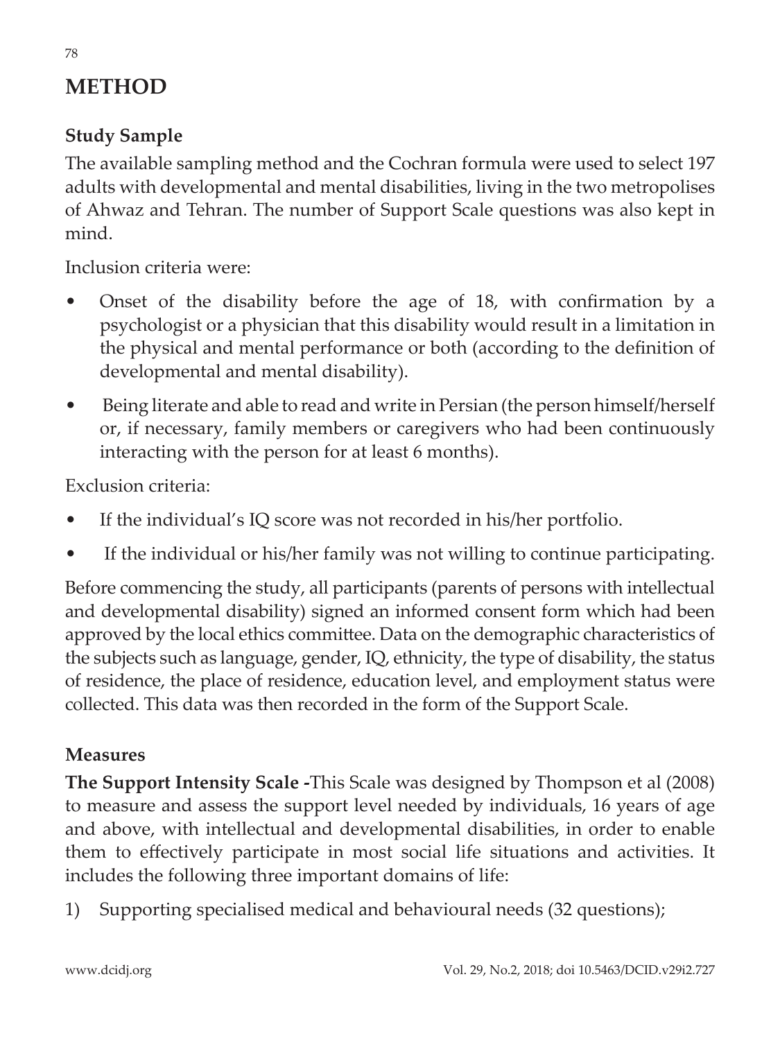# METHOD

## Study Sample

The available sampling method and the Cochran formula were used to select 197 adults with developmental and mental disabilities, living in the two metropolises of Ahwaz and Tehran. The number of Support Scale questions was also kept in mind.

Inclusion criteria were:

- Onset of the disability before the age of 18, with confirmation by a psychologist or a physician that this disability would result in a limitation in the physical and mental performance or both (according to the definition of developmental and mental disability).
- Being literate and able to read and write in Persian (the person himself/herself or, if necessary, family members or caregivers who had been continuously interacting with the person for at least 6 months).

Exclusion criteria:

- If the individual's IQ score was not recorded in his/her portfolio.
- If the individual or his/her family was not willing to continue participating.

Before commencing the study, all participants (parents of persons with intellectual and developmental disability) signed an informed consent form which had been approved by the local ethics committee. Data on the demographic characteristics of the subjects such as language, gender, IQ, ethnicity, the type of disability, the status of residence, the place of residence, education level, and employment status were collected. This data was then recorded in the form of the Support Scale.

## Measures

**The Support Intensity Scale -**This Scale was designed by Thompson et al (2008) to measure and assess the support level needed by individuals, 16 years of age and above, with intellectual and developmental disabilities, in order to enable them to effectively participate in most social life situations and activities. It includes the following three important domains of life:

1) Supporting specialised medical and behavioural needs (32 questions);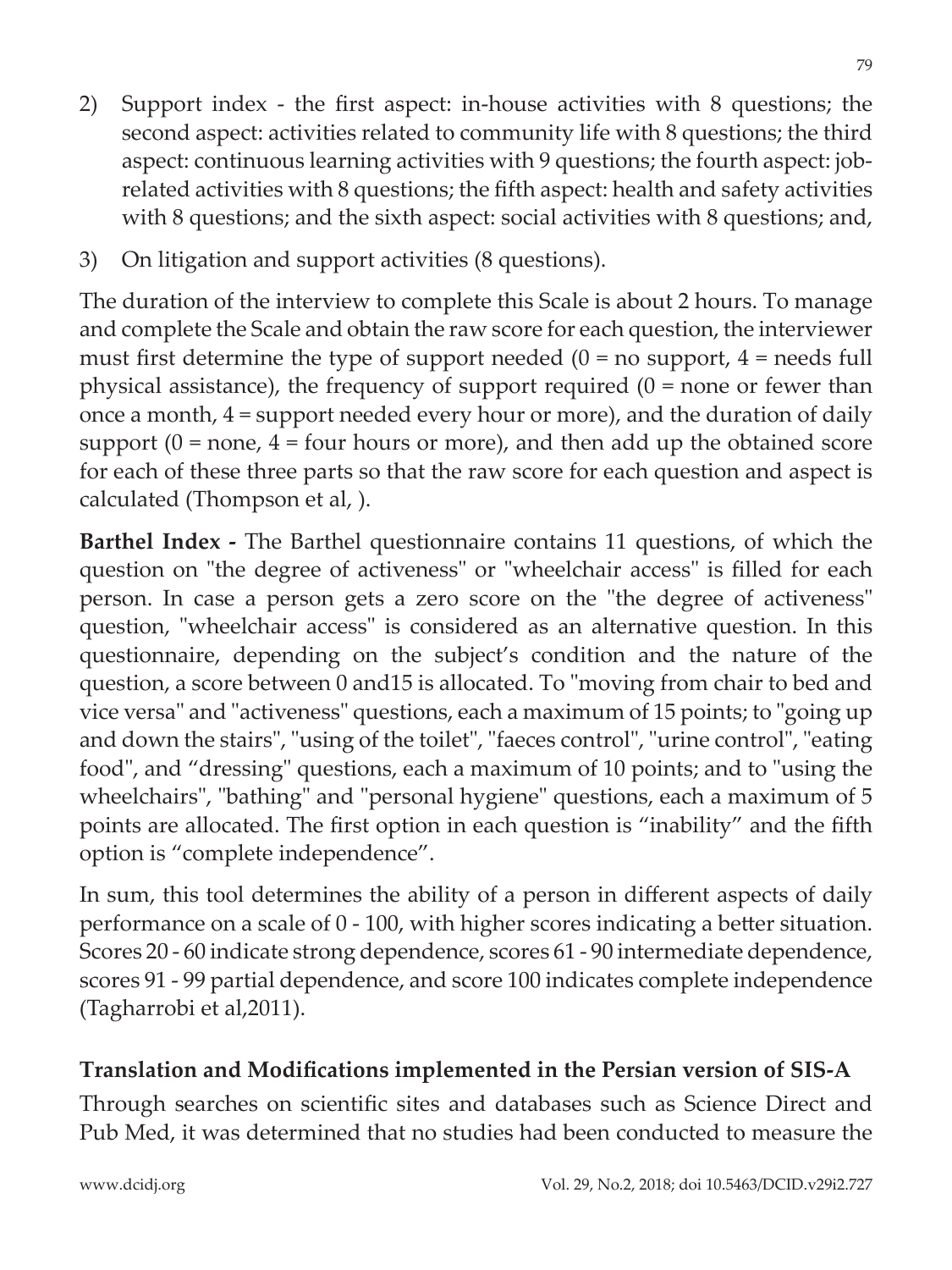2) Support index - the first aspect: in-house activities with 8 questions; the second aspect: activities related to community life with 8 questions; the third aspect: continuous learning activities with 9 questions; the fourth aspect: job-related activities with 8 questions; the fifth aspect: health and safety activities with 8 questions; and the sixth aspect: social activities with 8 questions; and,

3) On litigation and support activities (8 questions).

The duration of the interview to complete this Scale is about 2 hours. To manage and complete the Scale and obtain the raw score for each question, the interviewer must first determine the type of support needed (0 = no support, 4 = needs full physical assistance), the frequency of support required (0 = none or fewer than once a month, 4 = support needed every hour or more), and the duration of daily support (0 = none, 4 = four hours or more), and then add up the obtained score for each of these three parts so that the raw score for each question and aspect is calculated (Thompson et al, ).

**Barthel Index -** The Barthel questionnaire contains 11 questions, of which the question on "the degree of activeness" or "wheelchair access" is filled for each person. In case a person gets a zero score on the "the degree of activeness" question, "wheelchair access" is considered as an alternative question. In this questionnaire, depending on the subject's condition and the nature of the question, a score between 0 and15 is allocated. To "moving from chair to bed and vice versa" and "activeness" questions, each a maximum of 15 points; to "going up and down the stairs", "using of the toilet", "faeces control", "urine control", "eating food", and "dressing" questions, each a maximum of 10 points; and to "using the wheelchairs", "bathing" and "personal hygiene" questions, each a maximum of 5 points are allocated. The first option in each question is "inability" and the fifth option is "complete independence".

In sum, this tool determines the ability of a person in different aspects of daily performance on a scale of 0 - 100, with higher scores indicating a better situation. Scores 20 - 60 indicate strong dependence, scores 61 - 90 intermediate dependence, scores 91 - 99 partial dependence, and score 100 indicates complete independence (Tagharrobi et al,2011).

## Translation and Modifications implemented in the Persian version of SIS-A

Through searches on scientific sites and databases such as Science Direct and Pub Med, it was determined that no studies had been conducted to measure the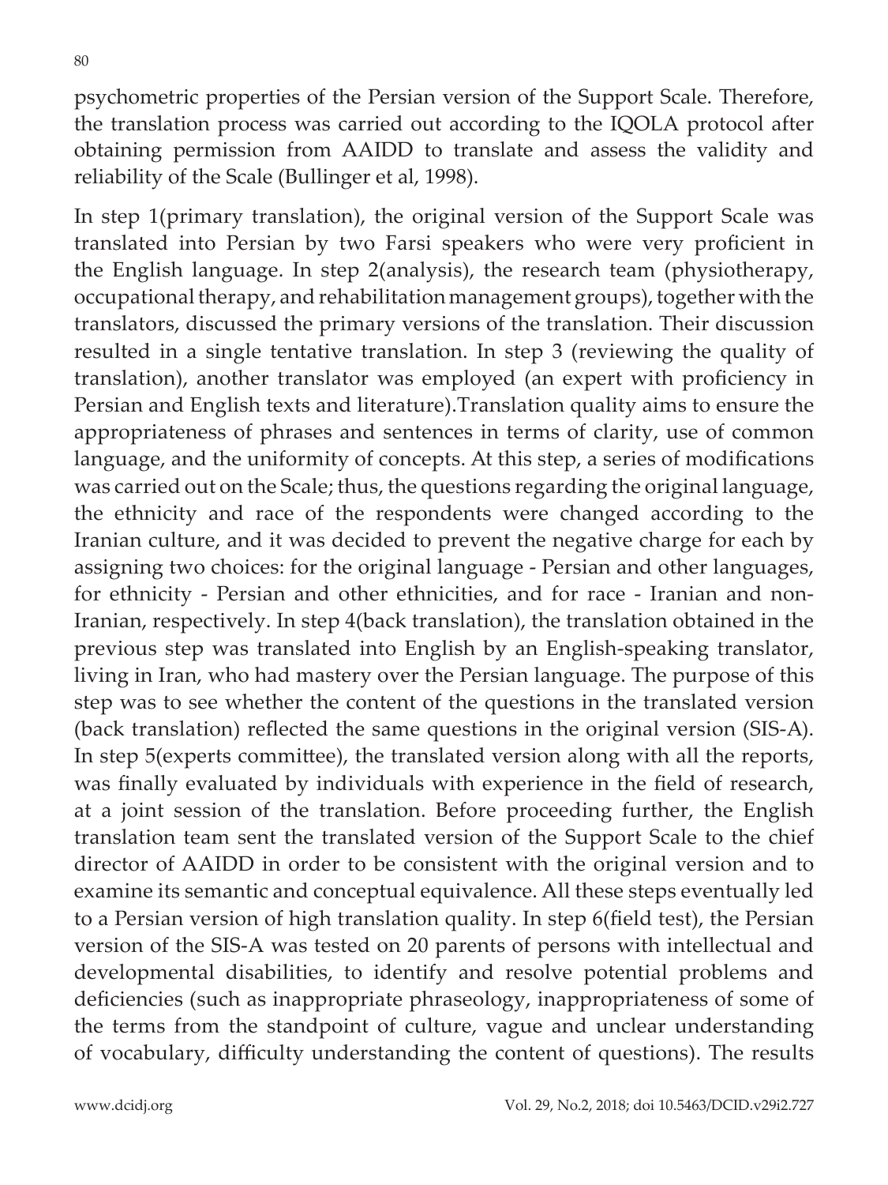psychometric properties of the Persian version of the Support Scale. Therefore, the translation process was carried out according to the IQOLA protocol after obtaining permission from AAIDD to translate and assess the validity and reliability of the Scale (Bullinger et al, 1998).

In step 1(primary translation), the original version of the Support Scale was translated into Persian by two Farsi speakers who were very proficient in the English language. In step 2(analysis), the research team (physiotherapy, occupational therapy, and rehabilitation management groups), together with the translators, discussed the primary versions of the translation. Their discussion resulted in a single tentative translation. In step 3 (reviewing the quality of translation), another translator was employed (an expert with proficiency in Persian and English texts and literature).Translation quality aims to ensure the appropriateness of phrases and sentences in terms of clarity, use of common language, and the uniformity of concepts. At this step, a series of modifications was carried out on the Scale; thus, the questions regarding the original language, the ethnicity and race of the respondents were changed according to the Iranian culture, and it was decided to prevent the negative charge for each by assigning two choices: for the original language - Persian and other languages, for ethnicity - Persian and other ethnicities, and for race - Iranian and non-Iranian, respectively. In step 4(back translation), the translation obtained in the previous step was translated into English by an English-speaking translator, living in Iran, who had mastery over the Persian language. The purpose of this step was to see whether the content of the questions in the translated version (back translation) reflected the same questions in the original version (SIS-A). In step 5(experts committee), the translated version along with all the reports, was finally evaluated by individuals with experience in the field of research, at a joint session of the translation. Before proceeding further, the English translation team sent the translated version of the Support Scale to the chief director of AAIDD in order to be consistent with the original version and to examine its semantic and conceptual equivalence. All these steps eventually led to a Persian version of high translation quality. In step 6(field test), the Persian version of the SIS-A was tested on 20 parents of persons with intellectual and developmental disabilities, to identify and resolve potential problems and deficiencies (such as inappropriate phraseology, inappropriateness of some of the terms from the standpoint of culture, vague and unclear understanding of vocabulary, difficulty understanding the content of questions). The results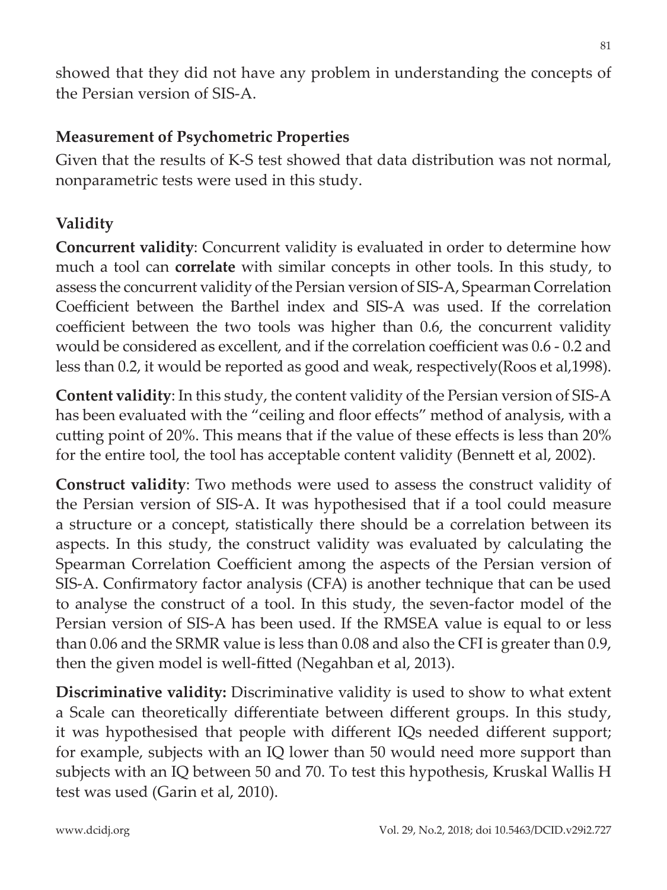showed that they did not have any problem in understanding the concepts of the Persian version of SIS-A.

### Measurement of Psychometric Properties

Given that the results of K-S test showed that data distribution was not normal, nonparametric tests were used in this study.

### Validity

**Concurrent validity**: Concurrent validity is evaluated in order to determine how much a tool can **correlate** with similar concepts in other tools. In this study, to assess the concurrent validity of the Persian version of SIS-A, Spearman Correlation Coefficient between the Barthel index and SIS-A was used. If the correlation coefficient between the two tools was higher than 0.6, the concurrent validity would be considered as excellent, and if the correlation coefficient was 0.6 - 0.2 and less than 0.2, it would be reported as good and weak, respectively(Roos et al,1998).

**Content validity**: In this study, the content validity of the Persian version of SIS-A has been evaluated with the "ceiling and floor effects" method of analysis, with a cutting point of 20%. This means that if the value of these effects is less than 20% for the entire tool, the tool has acceptable content validity (Bennett et al, 2002).

**Construct validity**: Two methods were used to assess the construct validity of the Persian version of SIS-A. It was hypothesised that if a tool could measure a structure or a concept, statistically there should be a correlation between its aspects. In this study, the construct validity was evaluated by calculating the Spearman Correlation Coefficient among the aspects of the Persian version of SIS-A. Confirmatory factor analysis (CFA) is another technique that can be used to analyse the construct of a tool. In this study, the seven-factor model of the Persian version of SIS-A has been used. If the RMSEA value is equal to or less than 0.06 and the SRMR value is less than 0.08 and also the CFI is greater than 0.9, then the given model is well-fitted (Negahban et al, 2013).

**Discriminative validity:** Discriminative validity is used to show to what extent a Scale can theoretically differentiate between different groups. In this study, it was hypothesised that people with different IQs needed different support; for example, subjects with an IQ lower than 50 would need more support than subjects with an IQ between 50 and 70. To test this hypothesis, Kruskal Wallis H test was used (Garin et al, 2010).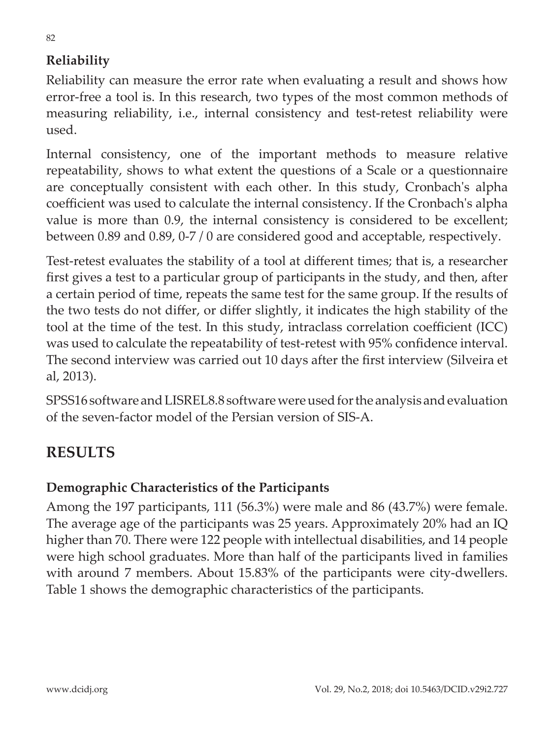## Reliability

Reliability can measure the error rate when evaluating a result and shows how error-free a tool is. In this research, two types of the most common methods of measuring reliability, i.e., internal consistency and test-retest reliability were used.

Internal consistency, one of the important methods to measure relative repeatability, shows to what extent the questions of a Scale or a questionnaire are conceptually consistent with each other. In this study, Cronbach's alpha coefficient was used to calculate the internal consistency. If the Cronbach's alpha value is more than 0.9, the internal consistency is considered to be excellent; between 0.89 and 0.89, 0-7 / 0 are considered good and acceptable, respectively.

Test-retest evaluates the stability of a tool at different times; that is, a researcher first gives a test to a particular group of participants in the study, and then, after a certain period of time, repeats the same test for the same group. If the results of the two tests do not differ, or differ slightly, it indicates the high stability of the tool at the time of the test. In this study, intraclass correlation coefficient (ICC) was used to calculate the repeatability of test-retest with 95% confidence interval. The second interview was carried out 10 days after the first interview (Silveira et al, 2013).

SPSS16 software and LISREL8.8 software were used for the analysis and evaluation of the seven-factor model of the Persian version of SIS-A.

# RESULTS

## Demographic Characteristics of the Participants

Among the 197 participants, 111 (56.3%) were male and 86 (43.7%) were female. The average age of the participants was 25 years. Approximately 20% had an IQ higher than 70. There were 122 people with intellectual disabilities, and 14 people were high school graduates. More than half of the participants lived in families with around 7 members. About 15.83% of the participants were city-dwellers. Table 1 shows the demographic characteristics of the participants.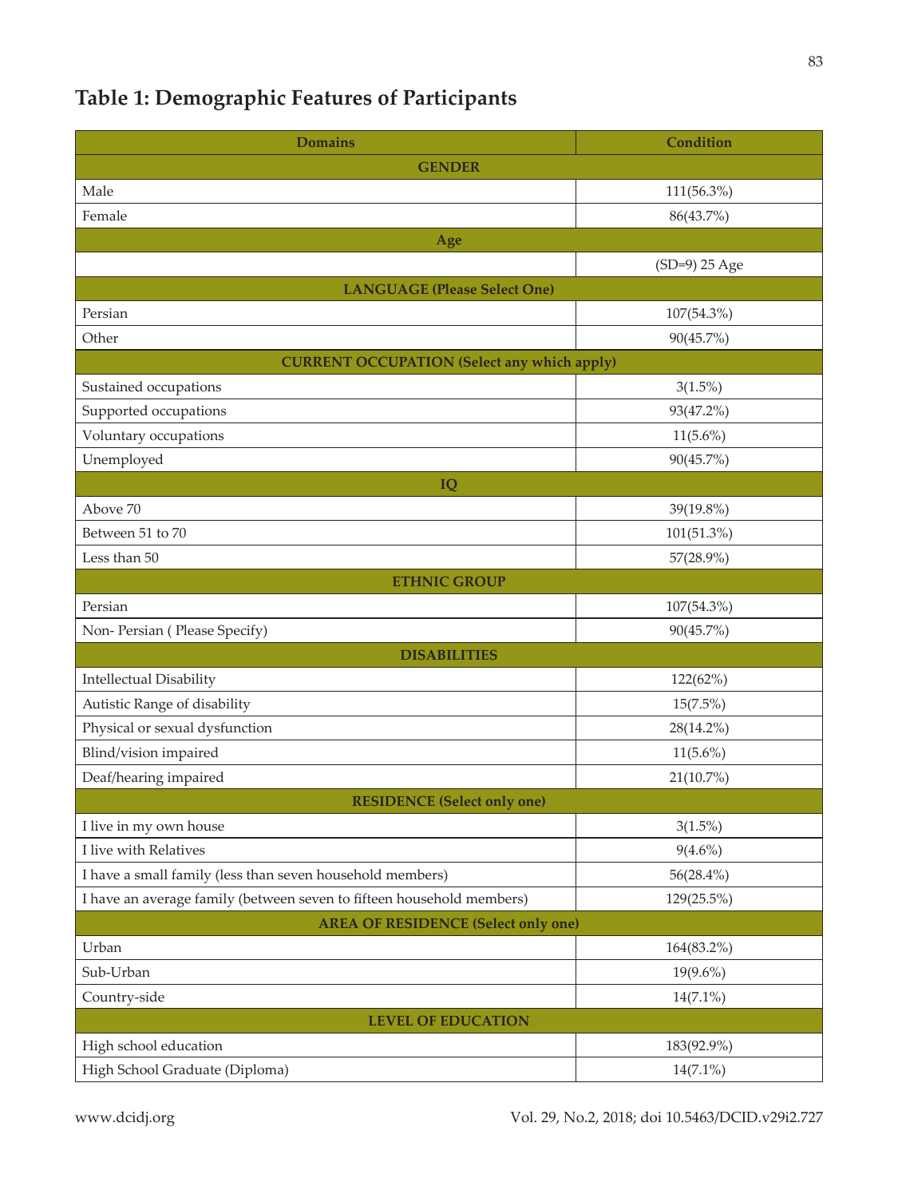## Table 1: Demographic Features of Participants

| Domains | Condition |
|---|---|
| **GENDER** | |
| Male | 111(56.3%) |
| Female | 86(43.7%) |
| **Age** | |
| | (SD=9) 25 Age |
| **LANGUAGE (Please Select One)** | |
| Persian | 107(54.3%) |
| Other | 90(45.7%) |
| **CURRENT OCCUPATION (Select any which apply)** | |
| Sustained occupations | 3(1.5%) |
| Supported occupations | 93(47.2%) |
| Voluntary occupations | 11(5.6%) |
| Unemployed | 90(45.7%) |
| **IQ** | |
| Above 70 | 39(19.8%) |
| Between 51 to 70 | 101(51.3%) |
| Less than 50 | 57(28.9%) |
| **ETHNIC GROUP** | |
| Persian | 107(54.3%) |
| Non- Persian ( Please Specify) | 90(45.7%) |
| **DISABILITIES** | |
| Intellectual Disability | 122(62%) |
| Autistic Range of disability | 15(7.5%) |
| Physical or sexual dysfunction | 28(14.2%) |
| Blind/vision impaired | 11(5.6%) |
| Deaf/hearing impaired | 21(10.7%) |
| **RESIDENCE (Select only one)** | |
| I live in my own house | 3(1.5%) |
| I live with Relatives | 9(4.6%) |
| I have a small family (less than seven household members) | 56(28.4%) |
| I have an average family (between seven to fifteen household members) | 129(25.5%) |
| **AREA OF RESIDENCE (Select only one)** | |
| Urban | 164(83.2%) |
| Sub-Urban | 19(9.6%) |
| Country-side | 14(7.1%) |
| **LEVEL OF EDUCATION** | |
| High school education | 183(92.9%) |
| High School Graduate (Diploma) | 14(7.1%) |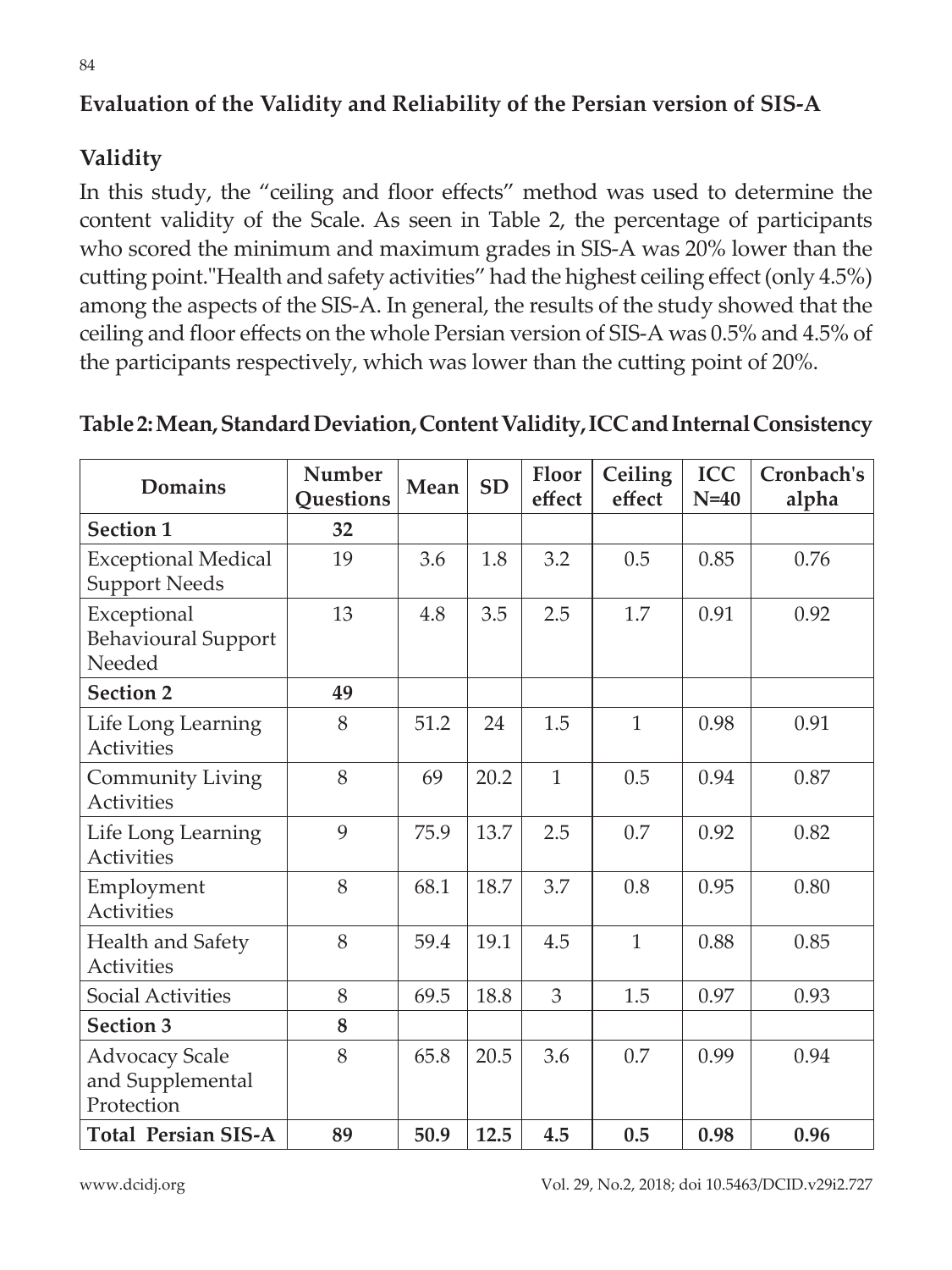## Evaluation of the Validity and Reliability of the Persian version of SIS-A

### Validity

In this study, the "ceiling and floor effects" method was used to determine the content validity of the Scale. As seen in Table 2, the percentage of participants who scored the minimum and maximum grades in SIS-A was 20% lower than the cutting point."Health and safety activities" had the highest ceiling effect (only 4.5%) among the aspects of the SIS-A. In general, the results of the study showed that the ceiling and floor effects on the whole Persian version of SIS-A was 0.5% and 4.5% of the participants respectively, which was lower than the cutting point of 20%.

**Table 2: Mean, Standard Deviation, Content Validity, ICC and Internal Consistency**

| Domains | Number Questions | Mean | SD | Floor effect | Ceiling effect | ICC N=40 | Cronbach's alpha |
|---|---|---|---|---|---|---|---|
| **Section 1** | **32** | | | | | | |
| Exceptional Medical Support Needs | 19 | 3.6 | 1.8 | 3.2 | 0.5 | 0.85 | 0.76 |
| Exceptional Behavioural Support Needed | 13 | 4.8 | 3.5 | 2.5 | 1.7 | 0.91 | 0.92 |
| **Section 2** | **49** | | | | | | |
| Life Long Learning Activities | 8 | 51.2 | 24 | 1.5 | 1 | 0.98 | 0.91 |
| Community Living Activities | 8 | 69 | 20.2 | 1 | 0.5 | 0.94 | 0.87 |
| Life Long Learning Activities | 9 | 75.9 | 13.7 | 2.5 | 0.7 | 0.92 | 0.82 |
| Employment Activities | 8 | 68.1 | 18.7 | 3.7 | 0.8 | 0.95 | 0.80 |
| Health and Safety Activities | 8 | 59.4 | 19.1 | 4.5 | 1 | 0.88 | 0.85 |
| Social Activities | 8 | 69.5 | 18.8 | 3 | 1.5 | 0.97 | 0.93 |
| **Section 3** | **8** | | | | | | |
| Advocacy Scale and Supplemental Protection | 8 | 65.8 | 20.5 | 3.6 | 0.7 | 0.99 | 0.94 |
| **Total Persian SIS-A** | **89** | **50.9** | **12.5** | **4.5** | **0.5** | **0.98** | **0.96** |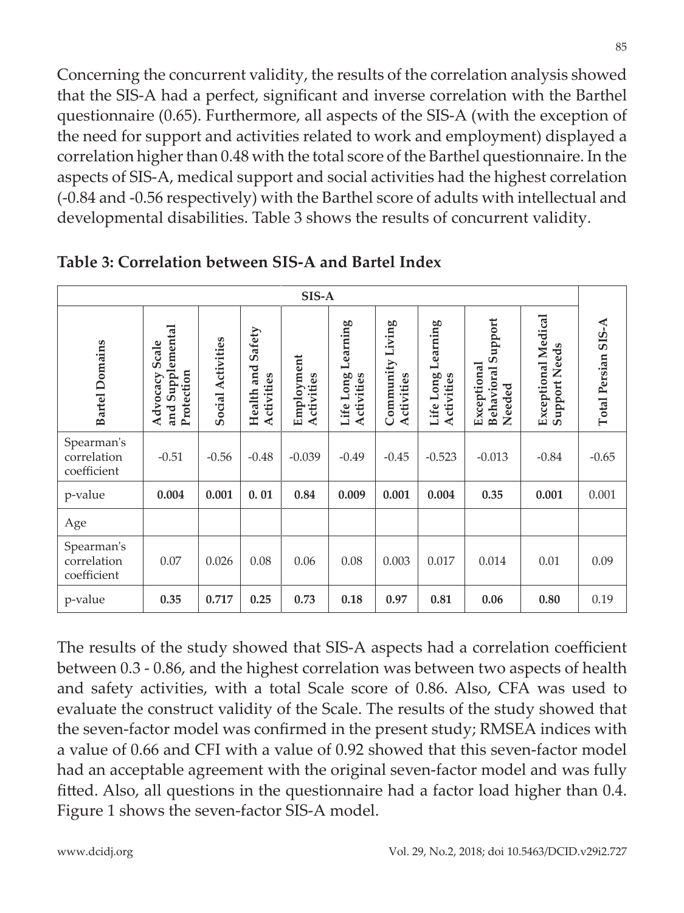Concerning the concurrent validity, the results of the correlation analysis showed that the SIS-A had a perfect, significant and inverse correlation with the Barthel questionnaire (0.65). Furthermore, all aspects of the SIS-A (with the exception of the need for support and activities related to work and employment) displayed a correlation higher than 0.48 with the total score of the Barthel questionnaire. In the aspects of SIS-A, medical support and social activities had the highest correlation (-0.84 and -0.56 respectively) with the Barthel score of adults with intellectual and developmental disabilities. Table 3 shows the results of concurrent validity.

**Table 3: Correlation between SIS-A and Bartel Index**

| | SIS-A | | | | | | | | | |
|---|---|---|---|---|---|---|---|---|---|---|
| **Bartel Domains** | **Advocacy Scale and Supplemental Protection** | **Social Activities** | **Health and Safety Activities** | **Employment Activities** | **Life Long Learning Activities** | **Community Living Activities** | **Life Long Learning Activities** | **Exceptional Behavioral Support Needed** | **Exceptional Medical Support Needs** | **Total Persian SIS-A** |
| Spearman's correlation coefficient | -0.51 | -0.56 | -0.48 | -0.039 | -0.49 | -0.45 | -0.523 | -0.013 | -0.84 | -0.65 |
| p-value | **0.004** | **0.001** | **0. 01** | **0.84** | **0.009** | **0.001** | **0.004** | **0.35** | **0.001** | 0.001 |
| Age | | | | | | | | | | |
| Spearman's correlation coefficient | 0.07 | 0.026 | 0.08 | 0.06 | 0.08 | 0.003 | 0.017 | 0.014 | 0.01 | 0.09 |
| p-value | **0.35** | **0.717** | **0.25** | **0.73** | **0.18** | **0.97** | **0.81** | **0.06** | **0.80** | 0.19 |

The results of the study showed that SIS-A aspects had a correlation coefficient between 0.3 - 0.86, and the highest correlation was between two aspects of health and safety activities, with a total Scale score of 0.86. Also, CFA was used to evaluate the construct validity of the Scale. The results of the study showed that the seven-factor model was confirmed in the present study; RMSEA indices with a value of 0.66 and CFI with a value of 0.92 showed that this seven-factor model had an acceptable agreement with the original seven-factor model and was fully fitted. Also, all questions in the questionnaire had a factor load higher than 0.4. Figure 1 shows the seven-factor SIS-A model.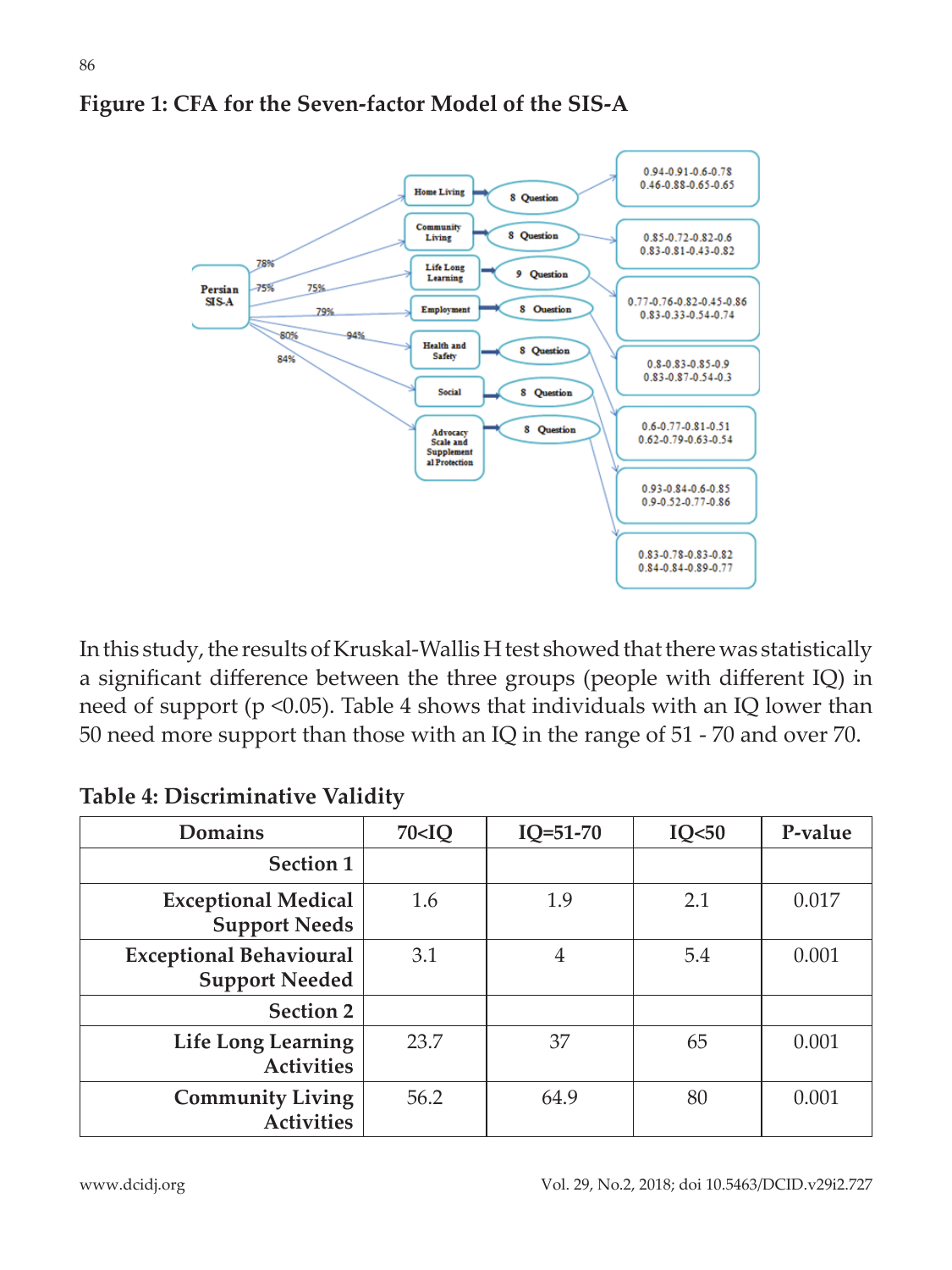**Figure 1: CFA for the Seven-factor Model of the SIS-A**

Persian SIS-A

78%
75%
75%
79%
80%
94%
84%

Home Living
Community Living
Life Long Learning
Employment
Health and Safety
Social
Advocacy Scale and Supplemental Protection

8 Question
8 Question
9 Question
8 Question
8 Question
8 Question
8 Question

0.94-0.91-0.6-0.78
0.46-0.88-0.65-0.65

0.85-0.72-0.82-0.6
0.83-0.81-0.43-0.82

0.77-0.76-0.82-0.45-0.86
0.83-0.33-0.54-0.74

0.8-0.83-0.85-0.9
0.83-0.87-0.54-0.3

0.6-0.77-0.81-0.51
0.62-0.79-0.63-0.54

0.93-0.84-0.6-0.85
0.9-0.52-0.77-0.86

0.83-0.78-0.83-0.82
0.84-0.84-0.89-0.77

In this study, the results of Kruskal-Wallis H test showed that there was statistically a significant difference between the three groups (people with different IQ) in need of support ($p < 0.05$). Table 4 shows that individuals with an IQ lower than 50 need more support than those with an IQ in the range of 51 - 70 and over 70.

**Table 4: Discriminative Validity**

| Domains | 70<IQ | IQ=51-70 | IQ<50 | P-value |
|---|---|---|---|---|
| Section 1 | | | | |
| Exceptional Medical Support Needs | 1.6 | 1.9 | 2.1 | 0.017 |
| Exceptional Behavioural Support Needed | 3.1 | 4 | 5.4 | 0.001 |
| Section 2 | | | | |
| Life Long Learning Activities | 23.7 | 37 | 65 | 0.001 |
| Community Living Activities | 56.2 | 64.9 | 80 | 0.001 |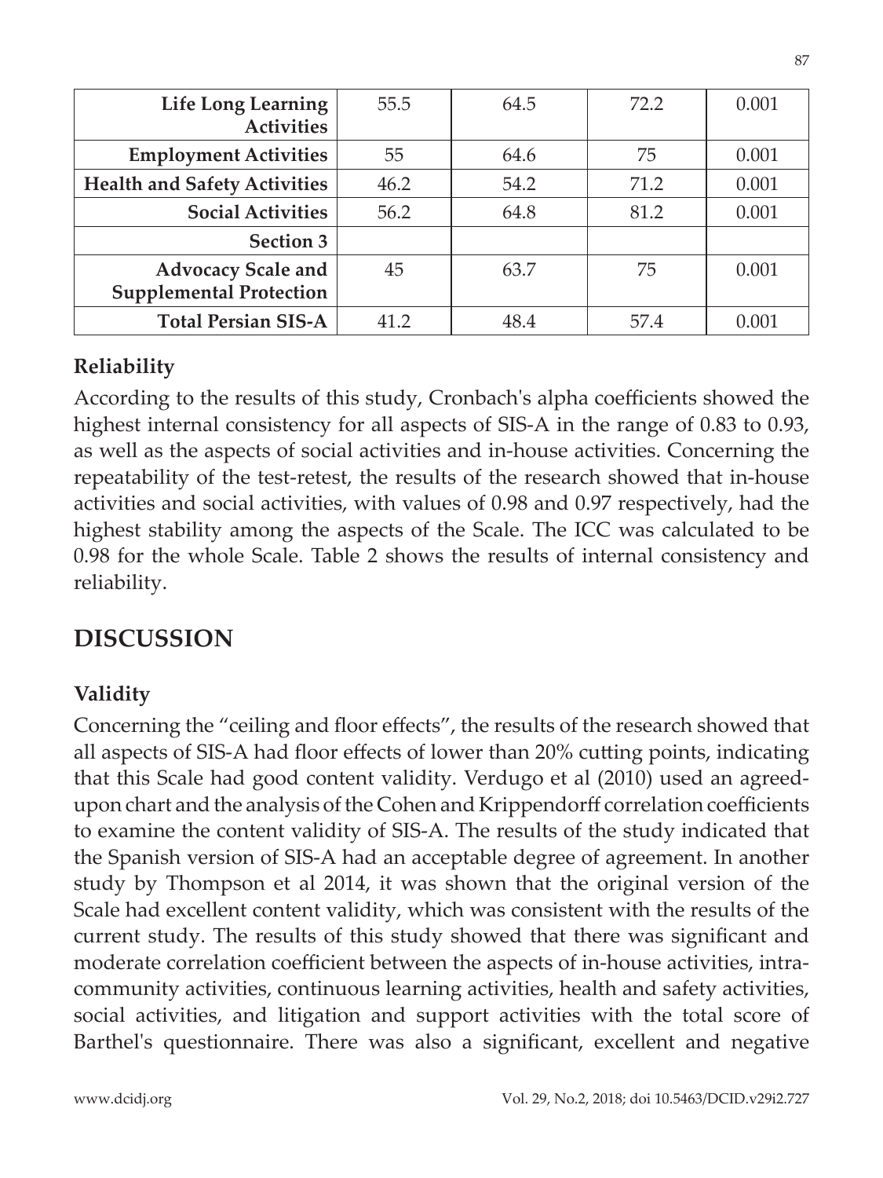| | | | | |
|---|---|---|---|---|
| **Life Long Learning Activities** | 55.5 | 64.5 | 72.2 | 0.001 |
| **Employment Activities** | 55 | 64.6 | 75 | 0.001 |
| **Health and Safety Activities** | 46.2 | 54.2 | 71.2 | 0.001 |
| **Social Activities** | 56.2 | 64.8 | 81.2 | 0.001 |
| **Section 3** | | | | |
| **Advocacy Scale and Supplemental Protection** | 45 | 63.7 | 75 | 0.001 |
| **Total Persian SIS-A** | 41.2 | 48.4 | 57.4 | 0.001 |

### Reliability

According to the results of this study, Cronbach's alpha coefficients showed the highest internal consistency for all aspects of SIS-A in the range of 0.83 to 0.93, as well as the aspects of social activities and in-house activities. Concerning the repeatability of the test-retest, the results of the research showed that in-house activities and social activities, with values of 0.98 and 0.97 respectively, had the highest stability among the aspects of the Scale. The ICC was calculated to be 0.98 for the whole Scale. Table 2 shows the results of internal consistency and reliability.

## DISCUSSION

### Validity

Concerning the "ceiling and floor effects", the results of the research showed that all aspects of SIS-A had floor effects of lower than 20% cutting points, indicating that this Scale had good content validity. Verdugo et al (2010) used an agreed-upon chart and the analysis of the Cohen and Krippendorff correlation coefficients to examine the content validity of SIS-A. The results of the study indicated that the Spanish version of SIS-A had an acceptable degree of agreement. In another study by Thompson et al 2014, it was shown that the original version of the Scale had excellent content validity, which was consistent with the results of the current study. The results of this study showed that there was significant and moderate correlation coefficient between the aspects of in-house activities, intra-community activities, continuous learning activities, health and safety activities, social activities, and litigation and support activities with the total score of Barthel's questionnaire. There was also a significant, excellent and negative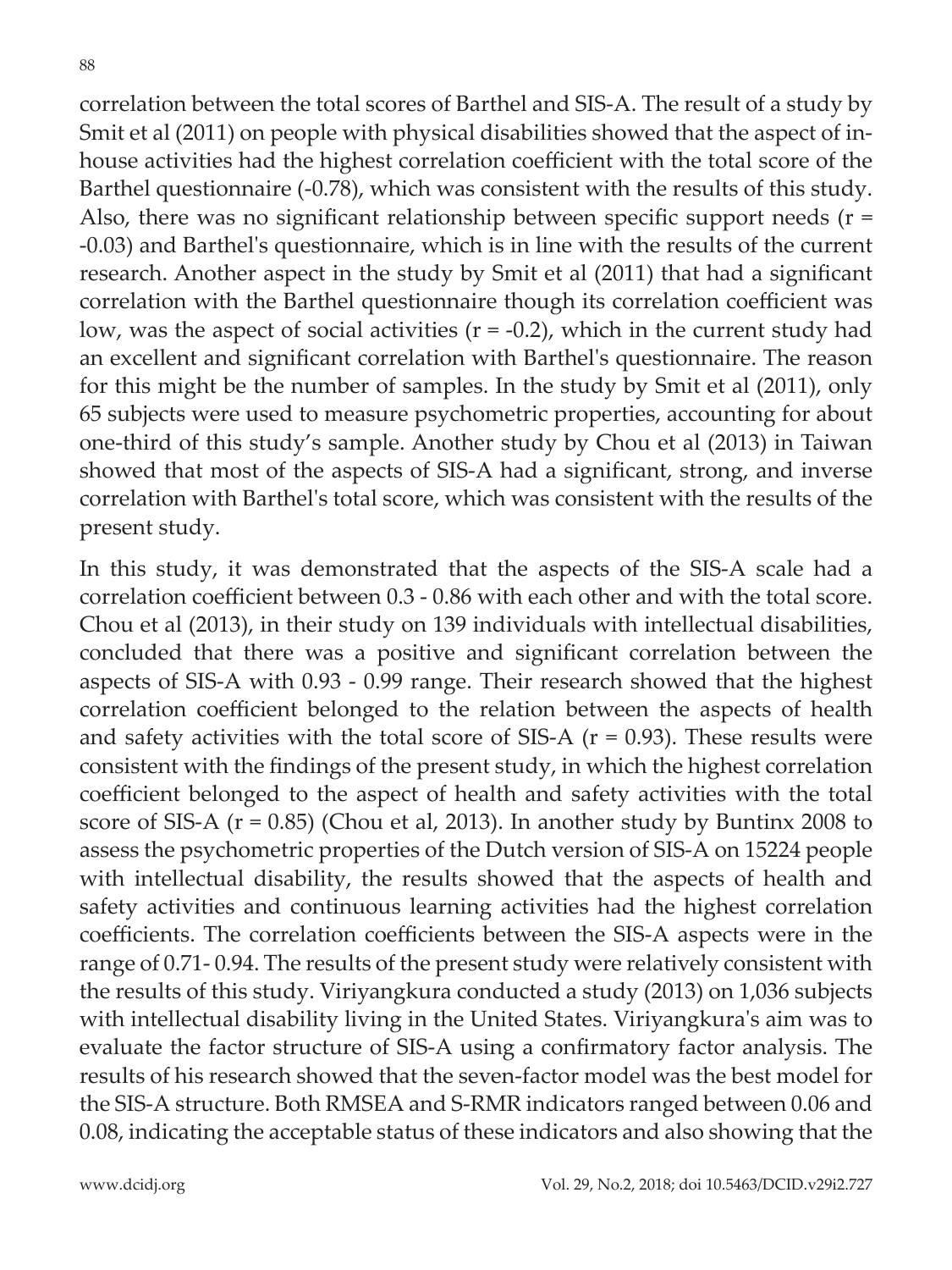correlation between the total scores of Barthel and SIS-A. The result of a study by Smit et al (2011) on people with physical disabilities showed that the aspect of in-house activities had the highest correlation coefficient with the total score of the Barthel questionnaire (-0.78), which was consistent with the results of this study. Also, there was no significant relationship between specific support needs (r = -0.03) and Barthel's questionnaire, which is in line with the results of the current research. Another aspect in the study by Smit et al (2011) that had a significant correlation with the Barthel questionnaire though its correlation coefficient was low, was the aspect of social activities (r = -0.2), which in the current study had an excellent and significant correlation with Barthel's questionnaire. The reason for this might be the number of samples. In the study by Smit et al (2011), only 65 subjects were used to measure psychometric properties, accounting for about one-third of this study's sample. Another study by Chou et al (2013) in Taiwan showed that most of the aspects of SIS-A had a significant, strong, and inverse correlation with Barthel's total score, which was consistent with the results of the present study.

In this study, it was demonstrated that the aspects of the SIS-A scale had a correlation coefficient between 0.3 - 0.86 with each other and with the total score. Chou et al (2013), in their study on 139 individuals with intellectual disabilities, concluded that there was a positive and significant correlation between the aspects of SIS-A with 0.93 - 0.99 range. Their research showed that the highest correlation coefficient belonged to the relation between the aspects of health and safety activities with the total score of SIS-A (r = 0.93). These results were consistent with the findings of the present study, in which the highest correlation coefficient belonged to the aspect of health and safety activities with the total score of SIS-A (r = 0.85) (Chou et al, 2013). In another study by Buntinx 2008 to assess the psychometric properties of the Dutch version of SIS-A on 15224 people with intellectual disability, the results showed that the aspects of health and safety activities and continuous learning activities had the highest correlation coefficients. The correlation coefficients between the SIS-A aspects were in the range of 0.71- 0.94. The results of the present study were relatively consistent with the results of this study. Viriyangkura conducted a study (2013) on 1,036 subjects with intellectual disability living in the United States. Viriyangkura's aim was to evaluate the factor structure of SIS-A using a confirmatory factor analysis. The results of his research showed that the seven-factor model was the best model for the SIS-A structure. Both RMSEA and S-RMR indicators ranged between 0.06 and 0.08, indicating the acceptable status of these indicators and also showing that the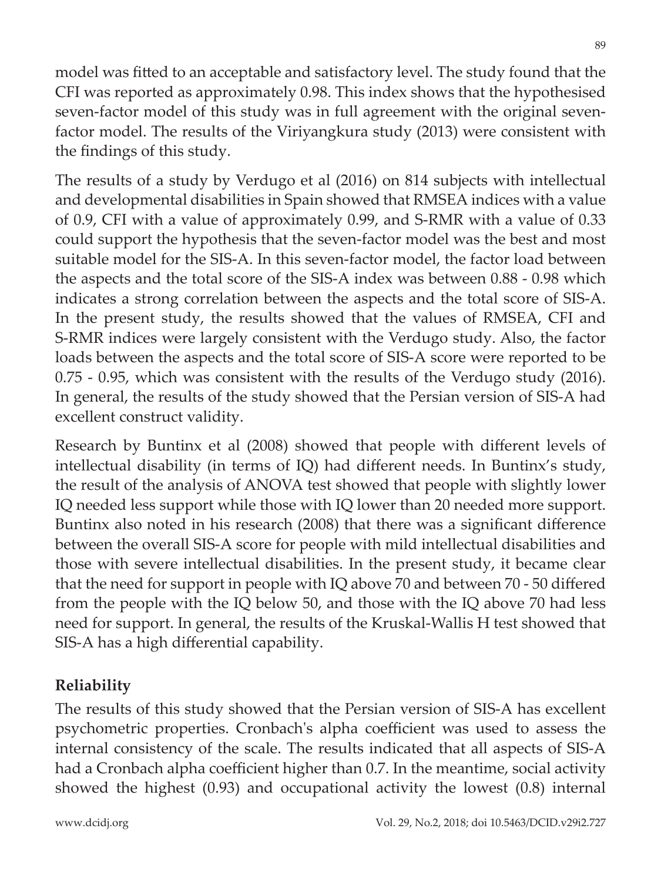model was fitted to an acceptable and satisfactory level. The study found that the CFI was reported as approximately 0.98. This index shows that the hypothesised seven-factor model of this study was in full agreement with the original seven-factor model. The results of the Viriyangkura study (2013) were consistent with the findings of this study.

The results of a study by Verdugo et al (2016) on 814 subjects with intellectual and developmental disabilities in Spain showed that RMSEA indices with a value of 0.9, CFI with a value of approximately 0.99, and S-RMR with a value of 0.33 could support the hypothesis that the seven-factor model was the best and most suitable model for the SIS-A. In this seven-factor model, the factor load between the aspects and the total score of the SIS-A index was between 0.88 - 0.98 which indicates a strong correlation between the aspects and the total score of SIS-A. In the present study, the results showed that the values of RMSEA, CFI and S-RMR indices were largely consistent with the Verdugo study. Also, the factor loads between the aspects and the total score of SIS-A score were reported to be 0.75 - 0.95, which was consistent with the results of the Verdugo study (2016). In general, the results of the study showed that the Persian version of SIS-A had excellent construct validity.

Research by Buntinx et al (2008) showed that people with different levels of intellectual disability (in terms of IQ) had different needs. In Buntinx's study, the result of the analysis of ANOVA test showed that people with slightly lower IQ needed less support while those with IQ lower than 20 needed more support. Buntinx also noted in his research (2008) that there was a significant difference between the overall SIS-A score for people with mild intellectual disabilities and those with severe intellectual disabilities. In the present study, it became clear that the need for support in people with IQ above 70 and between 70 - 50 differed from the people with the IQ below 50, and those with the IQ above 70 had less need for support. In general, the results of the Kruskal-Wallis H test showed that SIS-A has a high differential capability.

### Reliability

The results of this study showed that the Persian version of SIS-A has excellent psychometric properties. Cronbach's alpha coefficient was used to assess the internal consistency of the scale. The results indicated that all aspects of SIS-A had a Cronbach alpha coefficient higher than 0.7. In the meantime, social activity showed the highest (0.93) and occupational activity the lowest (0.8) internal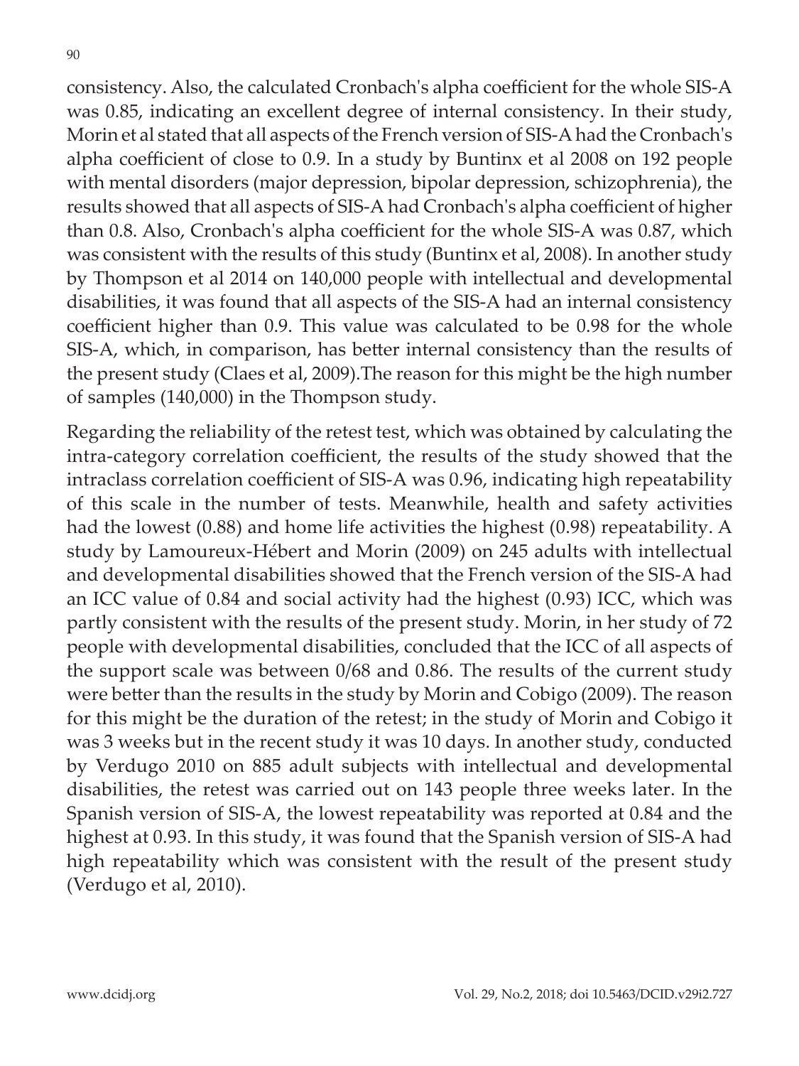consistency. Also, the calculated Cronbach's alpha coefficient for the whole SIS-A was 0.85, indicating an excellent degree of internal consistency. In their study, Morin et al stated that all aspects of the French version of SIS-A had the Cronbach's alpha coefficient of close to 0.9. In a study by Buntinx et al 2008 on 192 people with mental disorders (major depression, bipolar depression, schizophrenia), the results showed that all aspects of SIS-A had Cronbach's alpha coefficient of higher than 0.8. Also, Cronbach's alpha coefficient for the whole SIS-A was 0.87, which was consistent with the results of this study (Buntinx et al, 2008). In another study by Thompson et al 2014 on 140,000 people with intellectual and developmental disabilities, it was found that all aspects of the SIS-A had an internal consistency coefficient higher than 0.9. This value was calculated to be 0.98 for the whole SIS-A, which, in comparison, has better internal consistency than the results of the present study (Claes et al, 2009).The reason for this might be the high number of samples (140,000) in the Thompson study.

Regarding the reliability of the retest test, which was obtained by calculating the intra-category correlation coefficient, the results of the study showed that the intraclass correlation coefficient of SIS-A was 0.96, indicating high repeatability of this scale in the number of tests. Meanwhile, health and safety activities had the lowest (0.88) and home life activities the highest (0.98) repeatability. A study by Lamoureux-Hébert and Morin (2009) on 245 adults with intellectual and developmental disabilities showed that the French version of the SIS-A had an ICC value of 0.84 and social activity had the highest (0.93) ICC, which was partly consistent with the results of the present study. Morin, in her study of 72 people with developmental disabilities, concluded that the ICC of all aspects of the support scale was between 0/68 and 0.86. The results of the current study were better than the results in the study by Morin and Cobigo (2009). The reason for this might be the duration of the retest; in the study of Morin and Cobigo it was 3 weeks but in the recent study it was 10 days. In another study, conducted by Verdugo 2010 on 885 adult subjects with intellectual and developmental disabilities, the retest was carried out on 143 people three weeks later. In the Spanish version of SIS-A, the lowest repeatability was reported at 0.84 and the highest at 0.93. In this study, it was found that the Spanish version of SIS-A had high repeatability which was consistent with the result of the present study (Verdugo et al, 2010).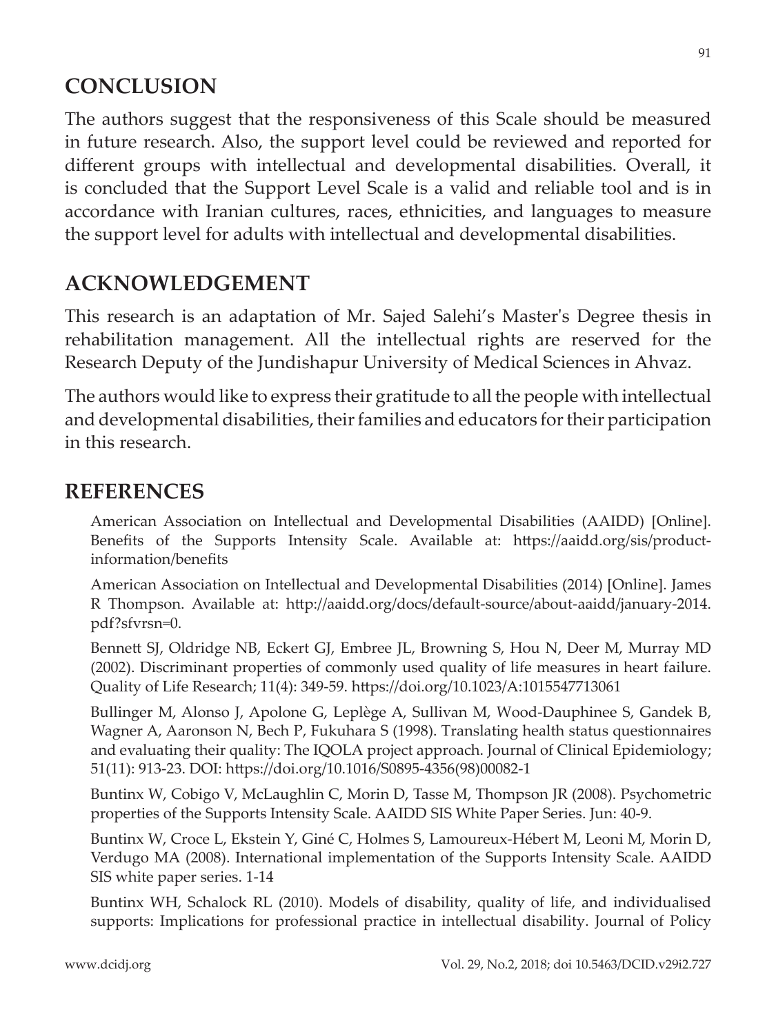## CONCLUSION

The authors suggest that the responsiveness of this Scale should be measured in future research. Also, the support level could be reviewed and reported for different groups with intellectual and developmental disabilities. Overall, it is concluded that the Support Level Scale is a valid and reliable tool and is in accordance with Iranian cultures, races, ethnicities, and languages to measure the support level for adults with intellectual and developmental disabilities.

## ACKNOWLEDGEMENT

This research is an adaptation of Mr. Sajed Salehi's Master's Degree thesis in rehabilitation management. All the intellectual rights are reserved for the Research Deputy of the Jundishapur University of Medical Sciences in Ahvaz.

The authors would like to express their gratitude to all the people with intellectual and developmental disabilities, their families and educators for their participation in this research.

## REFERENCES

American Association on Intellectual and Developmental Disabilities (AAIDD) [Online]. Benefits of the Supports Intensity Scale. Available at: https://aaidd.org/sis/product-information/benefits

American Association on Intellectual and Developmental Disabilities (2014) [Online]. James R Thompson. Available at: http://aaidd.org/docs/default-source/about-aaidd/january-2014.pdf?sfvrsn=0.

Bennett SJ, Oldridge NB, Eckert GJ, Embree JL, Browning S, Hou N, Deer M, Murray MD (2002). Discriminant properties of commonly used quality of life measures in heart failure. Quality of Life Research; 11(4): 349-59. https://doi.org/10.1023/A:1015547713061

Bullinger M, Alonso J, Apolone G, Leplège A, Sullivan M, Wood-Dauphinee S, Gandek B, Wagner A, Aaronson N, Bech P, Fukuhara S (1998). Translating health status questionnaires and evaluating their quality: The IQOLA project approach. Journal of Clinical Epidemiology; 51(11): 913-23. DOI: https://doi.org/10.1016/S0895-4356(98)00082-1

Buntinx W, Cobigo V, McLaughlin C, Morin D, Tasse M, Thompson JR (2008). Psychometric properties of the Supports Intensity Scale. AAIDD SIS White Paper Series. Jun: 40-9.

Buntinx W, Croce L, Ekstein Y, Giné C, Holmes S, Lamoureux-Hébert M, Leoni M, Morin D, Verdugo MA (2008). International implementation of the Supports Intensity Scale. AAIDD SIS white paper series. 1-14

Buntinx WH, Schalock RL (2010). Models of disability, quality of life, and individualised supports: Implications for professional practice in intellectual disability. Journal of Policy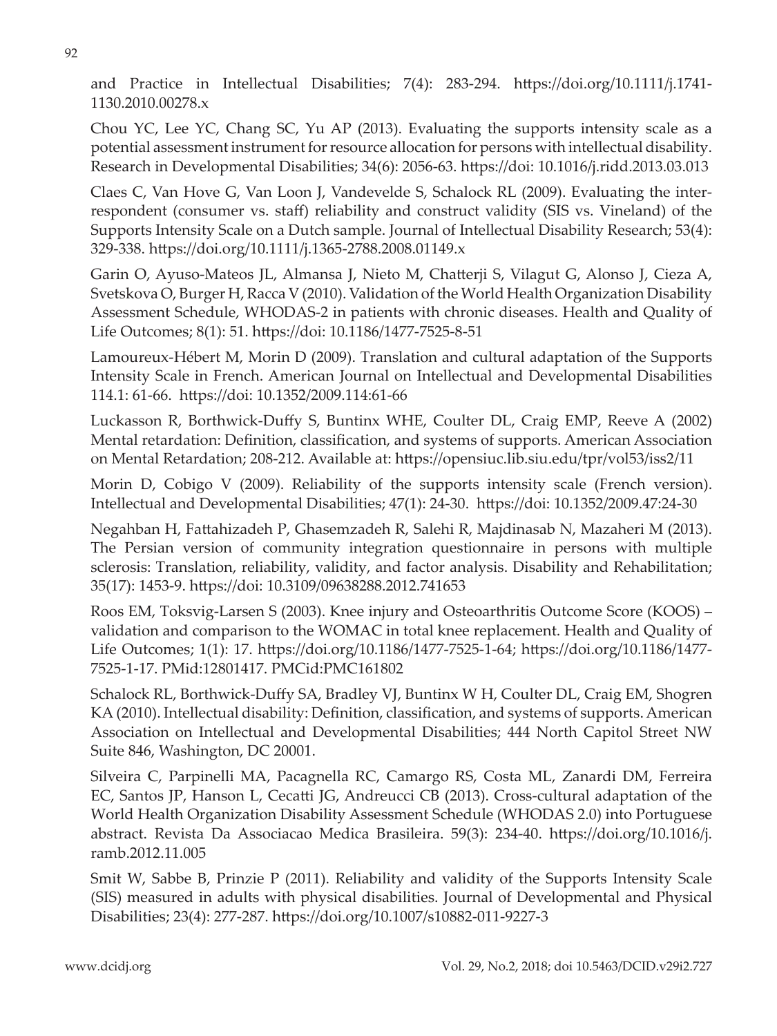and Practice in Intellectual Disabilities; 7(4): 283-294. https://doi.org/10.1111/j.1741-1130.2010.00278.x

Chou YC, Lee YC, Chang SC, Yu AP (2013). Evaluating the supports intensity scale as a potential assessment instrument for resource allocation for persons with intellectual disability. Research in Developmental Disabilities; 34(6): 2056-63. https://doi: 10.1016/j.ridd.2013.03.013

Claes C, Van Hove G, Van Loon J, Vandevelde S, Schalock RL (2009). Evaluating the inter-respondent (consumer vs. staff) reliability and construct validity (SIS vs. Vineland) of the Supports Intensity Scale on a Dutch sample. Journal of Intellectual Disability Research; 53(4): 329-338. https://doi.org/10.1111/j.1365-2788.2008.01149.x

Garin O, Ayuso-Mateos JL, Almansa J, Nieto M, Chatterji S, Vilagut G, Alonso J, Cieza A, Svetskova O, Burger H, Racca V (2010). Validation of the World Health Organization Disability Assessment Schedule, WHODAS-2 in patients with chronic diseases. Health and Quality of Life Outcomes; 8(1): 51. https://doi: 10.1186/1477-7525-8-51

Lamoureux-Hébert M, Morin D (2009). Translation and cultural adaptation of the Supports Intensity Scale in French. American Journal on Intellectual and Developmental Disabilities 114.1: 61-66. https://doi: 10.1352/2009.114:61-66

Luckasson R, Borthwick-Duffy S, Buntinx WHE, Coulter DL, Craig EMP, Reeve A (2002) Mental retardation: Definition, classification, and systems of supports. American Association on Mental Retardation; 208-212. Available at: https://opensiuc.lib.siu.edu/tpr/vol53/iss2/11

Morin D, Cobigo V (2009). Reliability of the supports intensity scale (French version). Intellectual and Developmental Disabilities; 47(1): 24-30. https://doi: 10.1352/2009.47:24-30

Negahban H, Fattahizadeh P, Ghasemzadeh R, Salehi R, Majdinasab N, Mazaheri M (2013). The Persian version of community integration questionnaire in persons with multiple sclerosis: Translation, reliability, validity, and factor analysis. Disability and Rehabilitation; 35(17): 1453-9. https://doi: 10.3109/09638288.2012.741653

Roos EM, Toksvig-Larsen S (2003). Knee injury and Osteoarthritis Outcome Score (KOOS) – validation and comparison to the WOMAC in total knee replacement. Health and Quality of Life Outcomes; 1(1): 17. https://doi.org/10.1186/1477-7525-1-64; https://doi.org/10.1186/1477-7525-1-17. PMid:12801417. PMCid:PMC161802

Schalock RL, Borthwick-Duffy SA, Bradley VJ, Buntinx W H, Coulter DL, Craig EM, Shogren KA (2010). Intellectual disability: Definition, classification, and systems of supports. American Association on Intellectual and Developmental Disabilities; 444 North Capitol Street NW Suite 846, Washington, DC 20001.

Silveira C, Parpinelli MA, Pacagnella RC, Camargo RS, Costa ML, Zanardi DM, Ferreira EC, Santos JP, Hanson L, Cecatti JG, Andreucci CB (2013). Cross-cultural adaptation of the World Health Organization Disability Assessment Schedule (WHODAS 2.0) into Portuguese abstract. Revista Da Associacao Medica Brasileira. 59(3): 234-40. https://doi.org/10.1016/j.ramb.2012.11.005

Smit W, Sabbe B, Prinzie P (2011). Reliability and validity of the Supports Intensity Scale (SIS) measured in adults with physical disabilities. Journal of Developmental and Physical Disabilities; 23(4): 277-287. https://doi.org/10.1007/s10882-011-9227-3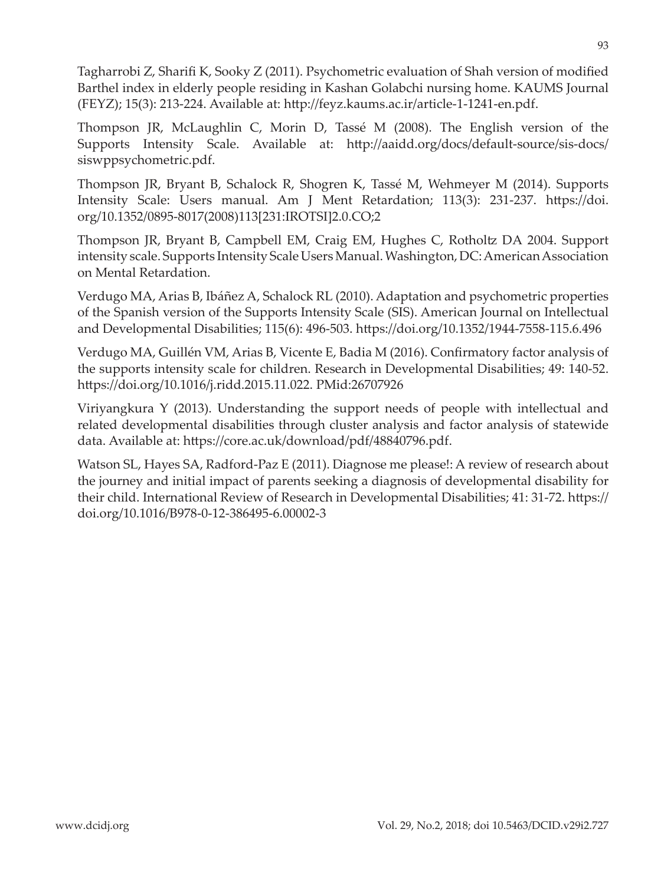Tagharrobi Z, Sharifi K, Sooky Z (2011). Psychometric evaluation of Shah version of modified Barthel index in elderly people residing in Kashan Golabchi nursing home. KAUMS Journal (FEYZ); 15(3): 213-224. Available at: http://feyz.kaums.ac.ir/article-1-1241-en.pdf.

Thompson JR, McLaughlin C, Morin D, Tassé M (2008). The English version of the Supports Intensity Scale. Available at: http://aaidd.org/docs/default-source/sis-docs/siswppsychometric.pdf.

Thompson JR, Bryant B, Schalock R, Shogren K, Tassé M, Wehmeyer M (2014). Supports Intensity Scale: Users manual. Am J Ment Retardation; 113(3): 231-237. https://doi.org/10.1352/0895-8017(2008)113[231:IROTSI]2.0.CO;2

Thompson JR, Bryant B, Campbell EM, Craig EM, Hughes C, Rotholtz DA 2004. Support intensity scale. Supports Intensity Scale Users Manual. Washington, DC: American Association on Mental Retardation.

Verdugo MA, Arias B, Ibáñez A, Schalock RL (2010). Adaptation and psychometric properties of the Spanish version of the Supports Intensity Scale (SIS). American Journal on Intellectual and Developmental Disabilities; 115(6): 496-503. https://doi.org/10.1352/1944-7558-115.6.496

Verdugo MA, Guillén VM, Arias B, Vicente E, Badia M (2016). Confirmatory factor analysis of the supports intensity scale for children. Research in Developmental Disabilities; 49: 140-52. https://doi.org/10.1016/j.ridd.2015.11.022. PMid:26707926

Viriyangkura Y (2013). Understanding the support needs of people with intellectual and related developmental disabilities through cluster analysis and factor analysis of statewide data. Available at: https://core.ac.uk/download/pdf/48840796.pdf.

Watson SL, Hayes SA, Radford-Paz E (2011). Diagnose me please!: A review of research about the journey and initial impact of parents seeking a diagnosis of developmental disability for their child. International Review of Research in Developmental Disabilities; 41: 31-72. https://doi.org/10.1016/B978-0-12-386495-6.00002-3